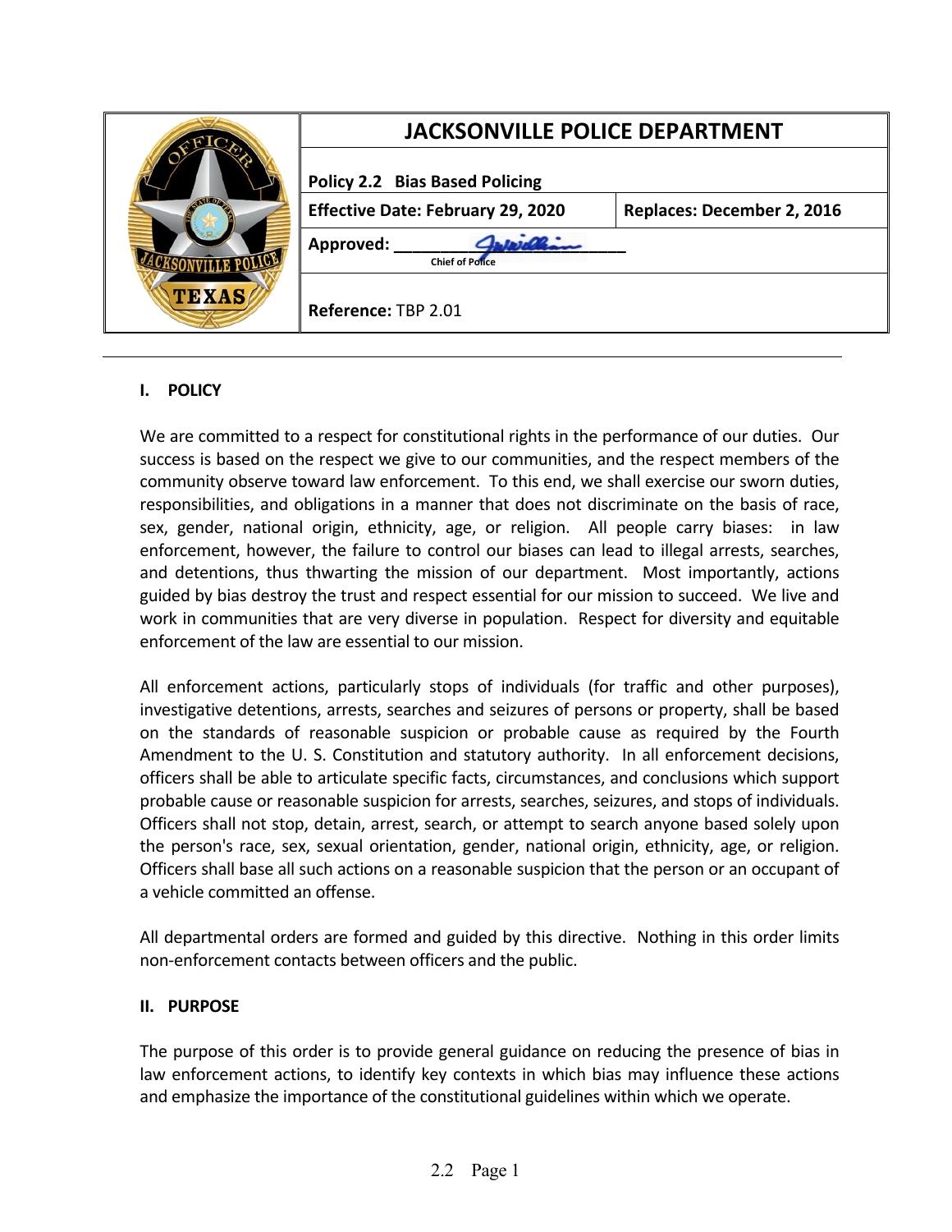| JACKSONVILLE POLICE DEPARTMENT | |
|---|---|
| **Policy 2.2 Bias Based Policing** | |
| **Effective Date: February 29, 2020** | **Replaces: December 2, 2016** |
| **Approved:** ____________ Chief of Police | |
| **Reference:** TBP 2.01 | |

## I. POLICY

We are committed to a respect for constitutional rights in the performance of our duties. Our success is based on the respect we give to our communities, and the respect members of the community observe toward law enforcement. To this end, we shall exercise our sworn duties, responsibilities, and obligations in a manner that does not discriminate on the basis of race, sex, gender, national origin, ethnicity, age, or religion. All people carry biases: in law enforcement, however, the failure to control our biases can lead to illegal arrests, searches, and detentions, thus thwarting the mission of our department. Most importantly, actions guided by bias destroy the trust and respect essential for our mission to succeed. We live and work in communities that are very diverse in population. Respect for diversity and equitable enforcement of the law are essential to our mission.

All enforcement actions, particularly stops of individuals (for traffic and other purposes), investigative detentions, arrests, searches and seizures of persons or property, shall be based on the standards of reasonable suspicion or probable cause as required by the Fourth Amendment to the U. S. Constitution and statutory authority. In all enforcement decisions, officers shall be able to articulate specific facts, circumstances, and conclusions which support probable cause or reasonable suspicion for arrests, searches, seizures, and stops of individuals. Officers shall not stop, detain, arrest, search, or attempt to search anyone based solely upon the person's race, sex, sexual orientation, gender, national origin, ethnicity, age, or religion. Officers shall base all such actions on a reasonable suspicion that the person or an occupant of a vehicle committed an offense.

All departmental orders are formed and guided by this directive. Nothing in this order limits non-enforcement contacts between officers and the public.

## II. PURPOSE

The purpose of this order is to provide general guidance on reducing the presence of bias in law enforcement actions, to identify key contexts in which bias may influence these actions and emphasize the importance of the constitutional guidelines within which we operate.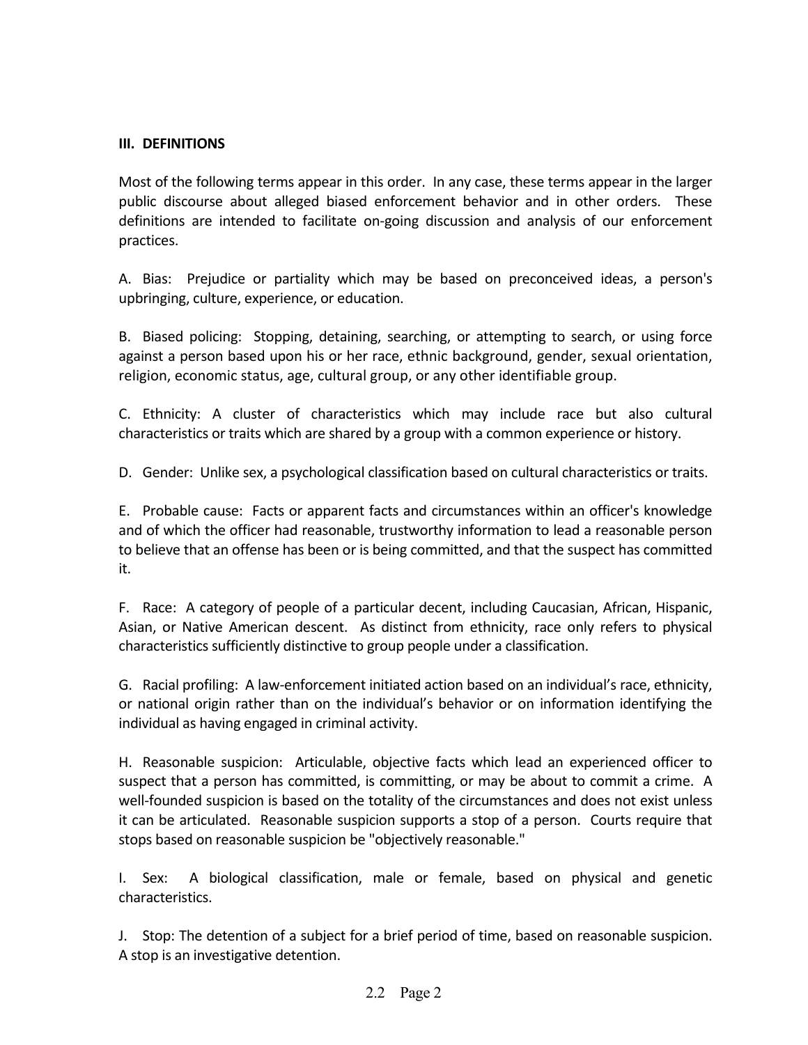## III. DEFINITIONS

Most of the following terms appear in this order. In any case, these terms appear in the larger public discourse about alleged biased enforcement behavior and in other orders. These definitions are intended to facilitate on-going discussion and analysis of our enforcement practices.

A. Bias: Prejudice or partiality which may be based on preconceived ideas, a person's upbringing, culture, experience, or education.

B. Biased policing: Stopping, detaining, searching, or attempting to search, or using force against a person based upon his or her race, ethnic background, gender, sexual orientation, religion, economic status, age, cultural group, or any other identifiable group.

C. Ethnicity: A cluster of characteristics which may include race but also cultural characteristics or traits which are shared by a group with a common experience or history.

D. Gender: Unlike sex, a psychological classification based on cultural characteristics or traits.

E. Probable cause: Facts or apparent facts and circumstances within an officer's knowledge and of which the officer had reasonable, trustworthy information to lead a reasonable person to believe that an offense has been or is being committed, and that the suspect has committed it.

F. Race: A category of people of a particular decent, including Caucasian, African, Hispanic, Asian, or Native American descent. As distinct from ethnicity, race only refers to physical characteristics sufficiently distinctive to group people under a classification.

G. Racial profiling: A law-enforcement initiated action based on an individual's race, ethnicity, or national origin rather than on the individual's behavior or on information identifying the individual as having engaged in criminal activity.

H. Reasonable suspicion: Articulable, objective facts which lead an experienced officer to suspect that a person has committed, is committing, or may be about to commit a crime. A well-founded suspicion is based on the totality of the circumstances and does not exist unless it can be articulated. Reasonable suspicion supports a stop of a person. Courts require that stops based on reasonable suspicion be "objectively reasonable."

I. Sex: A biological classification, male or female, based on physical and genetic characteristics.

J. Stop: The detention of a subject for a brief period of time, based on reasonable suspicion. A stop is an investigative detention.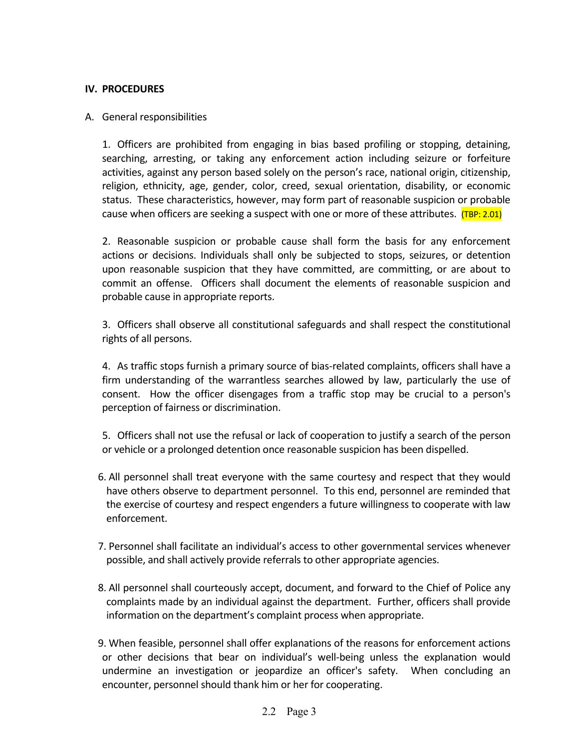## IV. PROCEDURES

A. General responsibilities

1. Officers are prohibited from engaging in bias based profiling or stopping, detaining, searching, arresting, or taking any enforcement action including seizure or forfeiture activities, against any person based solely on the person's race, national origin, citizenship, religion, ethnicity, age, gender, color, creed, sexual orientation, disability, or economic status. These characteristics, however, may form part of reasonable suspicion or probable cause when officers are seeking a suspect with one or more of these attributes. (TBP: 2.01)

2. Reasonable suspicion or probable cause shall form the basis for any enforcement actions or decisions. Individuals shall only be subjected to stops, seizures, or detention upon reasonable suspicion that they have committed, are committing, or are about to commit an offense. Officers shall document the elements of reasonable suspicion and probable cause in appropriate reports.

3. Officers shall observe all constitutional safeguards and shall respect the constitutional rights of all persons.

4. As traffic stops furnish a primary source of bias-related complaints, officers shall have a firm understanding of the warrantless searches allowed by law, particularly the use of consent. How the officer disengages from a traffic stop may be crucial to a person's perception of fairness or discrimination.

5. Officers shall not use the refusal or lack of cooperation to justify a search of the person or vehicle or a prolonged detention once reasonable suspicion has been dispelled.

6. All personnel shall treat everyone with the same courtesy and respect that they would have others observe to department personnel. To this end, personnel are reminded that the exercise of courtesy and respect engenders a future willingness to cooperate with law enforcement.

7. Personnel shall facilitate an individual's access to other governmental services whenever possible, and shall actively provide referrals to other appropriate agencies.

8. All personnel shall courteously accept, document, and forward to the Chief of Police any complaints made by an individual against the department. Further, officers shall provide information on the department's complaint process when appropriate.

9. When feasible, personnel shall offer explanations of the reasons for enforcement actions or other decisions that bear on individual's well-being unless the explanation would undermine an investigation or jeopardize an officer's safety. When concluding an encounter, personnel should thank him or her for cooperating.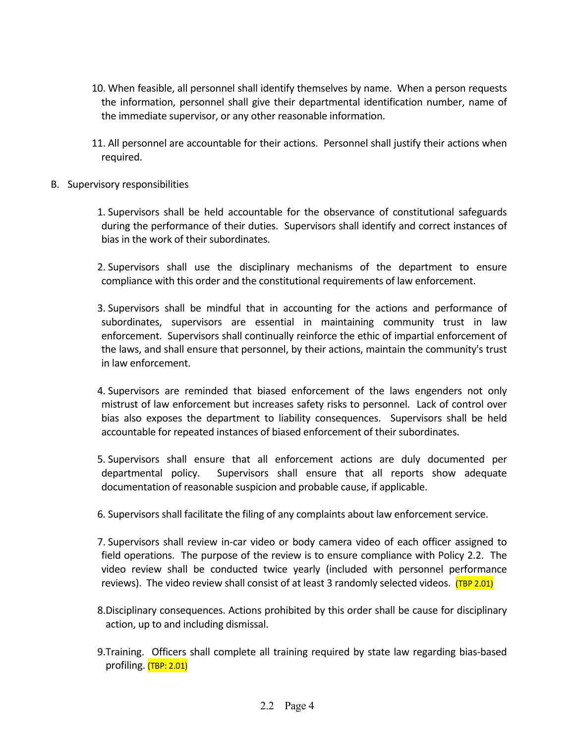10. When feasible, all personnel shall identify themselves by name. When a person requests the information, personnel shall give their departmental identification number, name of the immediate supervisor, or any other reasonable information.

11. All personnel are accountable for their actions. Personnel shall justify their actions when required.

B. Supervisory responsibilities

   1. Supervisors shall be held accountable for the observance of constitutional safeguards during the performance of their duties. Supervisors shall identify and correct instances of bias in the work of their subordinates.

   2. Supervisors shall use the disciplinary mechanisms of the department to ensure compliance with this order and the constitutional requirements of law enforcement.

   3. Supervisors shall be mindful that in accounting for the actions and performance of subordinates, supervisors are essential in maintaining community trust in law enforcement. Supervisors shall continually reinforce the ethic of impartial enforcement of the laws, and shall ensure that personnel, by their actions, maintain the community's trust in law enforcement.

   4. Supervisors are reminded that biased enforcement of the laws engenders not only mistrust of law enforcement but increases safety risks to personnel. Lack of control over bias also exposes the department to liability consequences. Supervisors shall be held accountable for repeated instances of biased enforcement of their subordinates.

   5. Supervisors shall ensure that all enforcement actions are duly documented per departmental policy. Supervisors shall ensure that all reports show adequate documentation of reasonable suspicion and probable cause, if applicable.

   6. Supervisors shall facilitate the filing of any complaints about law enforcement service.

   7. Supervisors shall review in-car video or body camera video of each officer assigned to field operations. The purpose of the review is to ensure compliance with Policy 2.2. The video review shall be conducted twice yearly (included with personnel performance reviews). The video review shall consist of at least 3 randomly selected videos. (TBP 2.01)

   8. Disciplinary consequences. Actions prohibited by this order shall be cause for disciplinary action, up to and including dismissal.

   9. Training. Officers shall complete all training required by state law regarding bias-based profiling. (TBP: 2.01)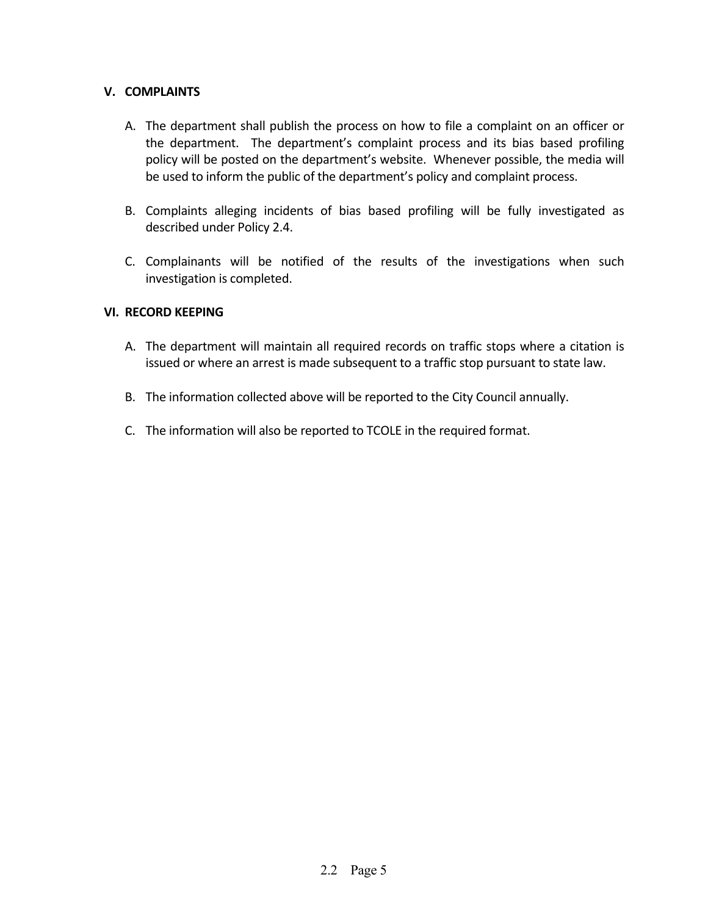## V. COMPLAINTS

A. The department shall publish the process on how to file a complaint on an officer or the department. The department's complaint process and its bias based profiling policy will be posted on the department's website. Whenever possible, the media will be used to inform the public of the department's policy and complaint process.

B. Complaints alleging incidents of bias based profiling will be fully investigated as described under Policy 2.4.

C. Complainants will be notified of the results of the investigations when such investigation is completed.

## VI. RECORD KEEPING

A. The department will maintain all required records on traffic stops where a citation is issued or where an arrest is made subsequent to a traffic stop pursuant to state law.

B. The information collected above will be reported to the City Council annually.

C. The information will also be reported to TCOLE in the required format.